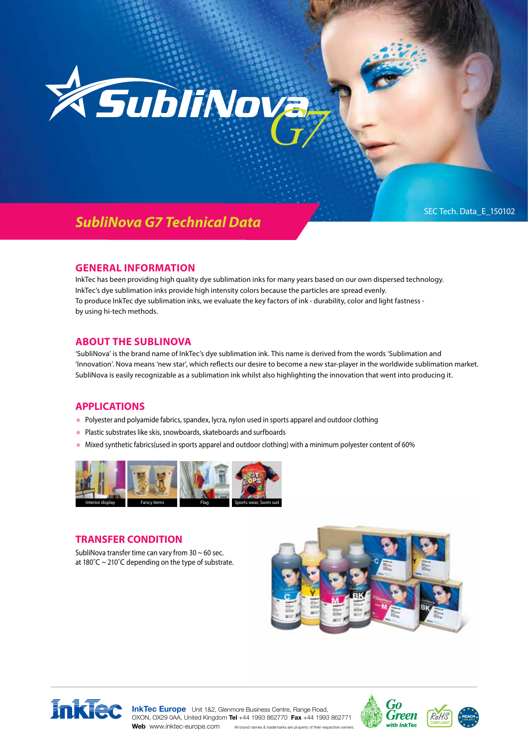# SubliNova G7 Technical Data

SEC Tech. Data_E_150102

## GENERAL INFORMATION

InkTec has been providing high quality dye sublimation inks for many years based on our own dispersed technology.
InkTec's dye sublimation inks provide high intensity colors because the particles are spread evenly.
To produce InkTec dye sublimation inks, we evaluate the key factors of ink - durability, color and light fastness - by using hi-tech methods.

## ABOUT THE SUBLINOVA

'SubliNova' is the brand name of InkTec's dye sublimation ink. This name is derived from the words 'Sublimation and 'Innovation'. Nova means 'new star', which reflects our desire to become a new star-player in the worldwide sublimation market. SubliNova is easily recognizable as a sublimation ink whilst also highlighting the innovation that went into producing it.

## APPLICATIONS

- Polyester and polyamide fabrics, spandex, lycra, nylon used in sports apparel and outdoor clothing
- Plastic substrates like skis, snowboards, skateboards and surfboards
- Mixed synthetic fabrics(used in sports apparel and outdoor clothing) with a minimum polyester content of 60%

Interior display | Fancy items | Flag | Sports wear, Swim suit

## TRANSFER CONDITION

SubliNova transfer time can vary from 30 ~ 60 sec. at 180˚C ~ 210˚C depending on the type of substrate.

**InkTec Europe** Unit 1&2, Glenmore Business Centre, Range Road, OXON, OX29 0AA, United Kingdom **Tel** +44 1993 862770 **Fax** +44 1993 862771
**Web** www.inktec-europe.com

All brand names & trademarks are property of their respective owners.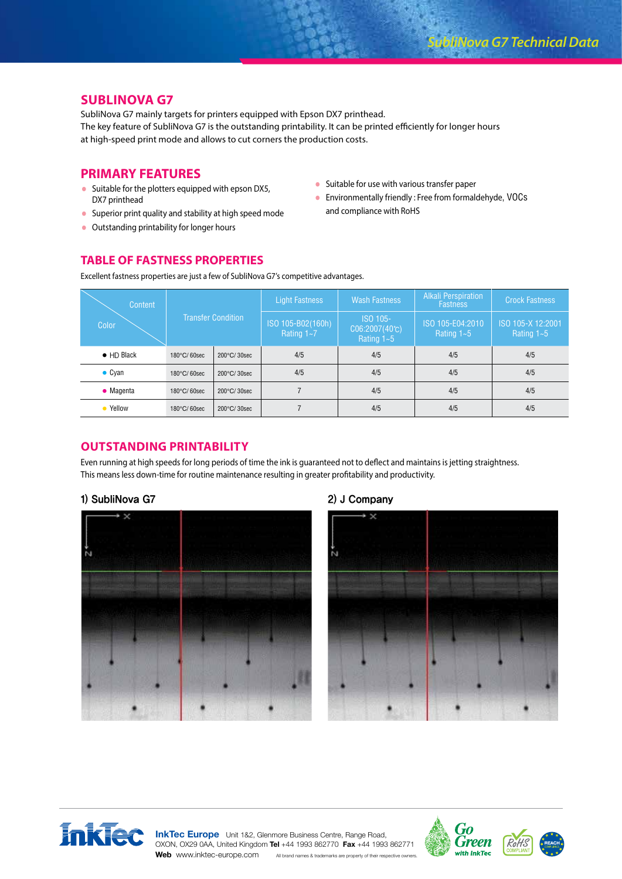## SUBLINOVA G7

SubliNova G7 mainly targets for printers equipped with Epson DX7 printhead.
The key feature of SubliNova G7 is the outstanding printability. It can be printed efficiently for longer hours at high-speed print mode and allows to cut corners the production costs.

## PRIMARY FEATURES

- Suitable for the plotters equipped with epson DX5, DX7 printhead
- Superior print quality and stability at high speed mode
- Outstanding printability for longer hours
- Suitable for use with various transfer paper
- Environmentally friendly : Free from formaldehyde, VOCs and compliance with RoHS

## TABLE OF FASTNESS PROPERTIES

Excellent fastness properties are just a few of SubliNova G7's competitive advantages.

| Content / Color | Transfer Condition | | Light Fastness | Wash Fastness | Alkali Perspiration Fastness | Crock Fastness |
|---|---|---|---|---|---|---|
| | | | ISO 105-B02(160h) Rating 1~7 | ISO 105-C06:2007(40℃) Rating 1~5 | ISO 105-E04:2010 Rating 1~5 | ISO 105-X 12:2001 Rating 1~5 |
| ● HD Black | 180°C/ 60sec | 200°C/ 30sec | 4/5 | 4/5 | 4/5 | 4/5 |
| ● Cyan | 180°C/ 60sec | 200°C/ 30sec | 4/5 | 4/5 | 4/5 | 4/5 |
| ● Magenta | 180°C/ 60sec | 200°C/ 30sec | 7 | 4/5 | 4/5 | 4/5 |
| ● Yellow | 180°C/ 60sec | 200°C/ 30sec | 7 | 4/5 | 4/5 | 4/5 |

## OUTSTANDING PRINTABILITY

Even running at high speeds for long periods of time the ink is guaranteed not to deflect and maintains is jetting straightness.
This means less down-time for routine maintenance resulting in greater profitability and productivity.

### 1) SubliNova G7

### 2) J Company

**InkTec Europe** Unit 1&2, Glenmore Business Centre, Range Road, OXON, OX29 0AA, United Kingdom **Tel** +44 1993 862770 **Fax** +44 1993 862771 **Web** www.inktec-europe.com

All brand names & trademarks are property of their respective owners.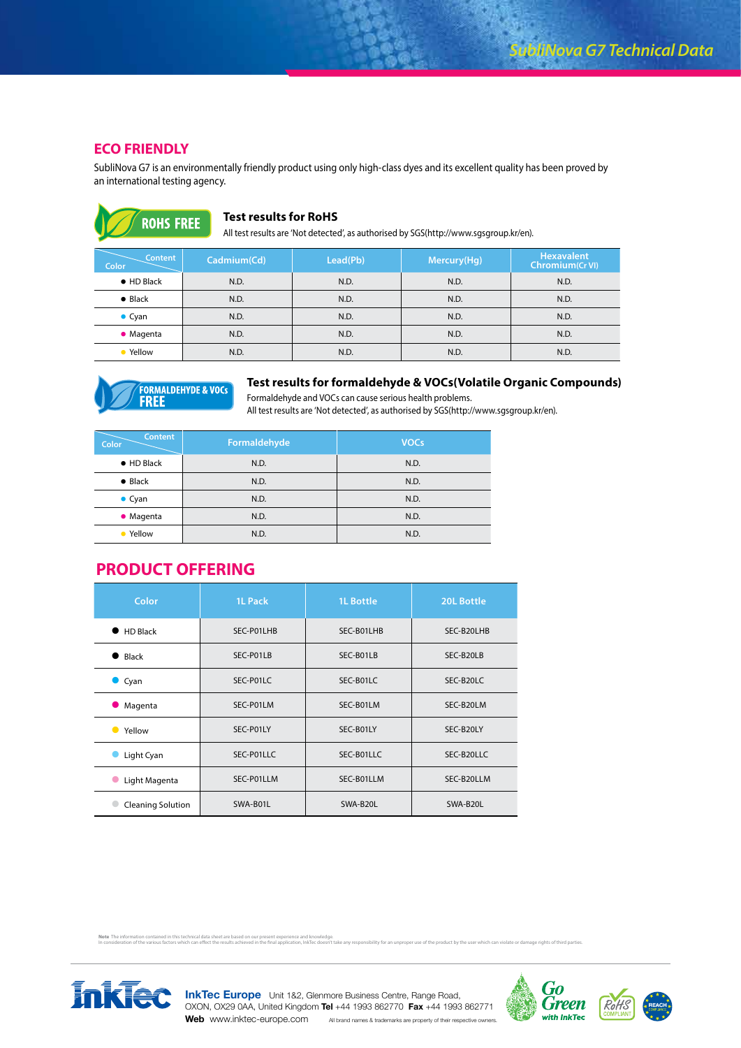## ECO FRIENDLY

SubliNova G7 is an environmentally friendly product using only high-class dyes and its excellent quality has been proved by an international testing agency.

ROHS FREE

### Test results for RoHS

All test results are 'Not detected', as authorised by SGS(http://www.sgsgroup.kr/en).

| Color \ Content | Cadmium(Cd) | Lead(Pb) | Mercury(Hg) | Hexavalent Chromium(Cr VI) |
|---|---|---|---|---|
| ● HD Black | N.D. | N.D. | N.D. | N.D. |
| ● Black | N.D. | N.D. | N.D. | N.D. |
| ● Cyan | N.D. | N.D. | N.D. | N.D. |
| ● Magenta | N.D. | N.D. | N.D. | N.D. |
| ● Yellow | N.D. | N.D. | N.D. | N.D. |

FORMALDEHYDE & VOCs FREE

### Test results for formaldehyde & VOCs(Volatile Organic Compounds)

Formaldehyde and VOCs can cause serious health problems.
All test results are 'Not detected', as authorised by SGS(http://www.sgsgroup.kr/en).

| Color \ Content | Formaldehyde | VOCs |
|---|---|---|
| ● HD Black | N.D. | N.D. |
| ● Black | N.D. | N.D. |
| ● Cyan | N.D. | N.D. |
| ● Magenta | N.D. | N.D. |
| ● Yellow | N.D. | N.D. |

## PRODUCT OFFERING

| Color | 1L Pack | 1L Bottle | 20L Bottle |
|---|---|---|---|
| ● HD Black | SEC-P01LHB | SEC-B01LHB | SEC-B20LHB |
| ● Black | SEC-P01LB | SEC-B01LB | SEC-B20LB |
| ● Cyan | SEC-P01LC | SEC-B01LC | SEC-B20LC |
| ● Magenta | SEC-P01LM | SEC-B01LM | SEC-B20LM |
| ● Yellow | SEC-P01LY | SEC-B01LY | SEC-B20LY |
| ● Light Cyan | SEC-P01LLC | SEC-B01LLC | SEC-B20LLC |
| ● Light Magenta | SEC-P01LLM | SEC-B01LLM | SEC-B20LLM |
| ● Cleaning Solution | SWA-B01L | SWA-B20L | SWA-B20L |

**Note** The information contained in this technical data sheet are based on our present experience and knowledge.
In consideration of the various factors which can effect the results achieved in the final application, InkTec doesn't take any responsibility for an unproper use of the product by the user which can violate or damage rights of third parties.

**InkTec Europe** Unit 1&2, Glenmore Business Centre, Range Road, OXON, OX29 0AA, United Kingdom **Tel** +44 1993 862770 **Fax** +44 1993 862771
**Web** www.inktec-europe.com

All brand names & trademarks are property of their respective owners.

Go Green with InkTec